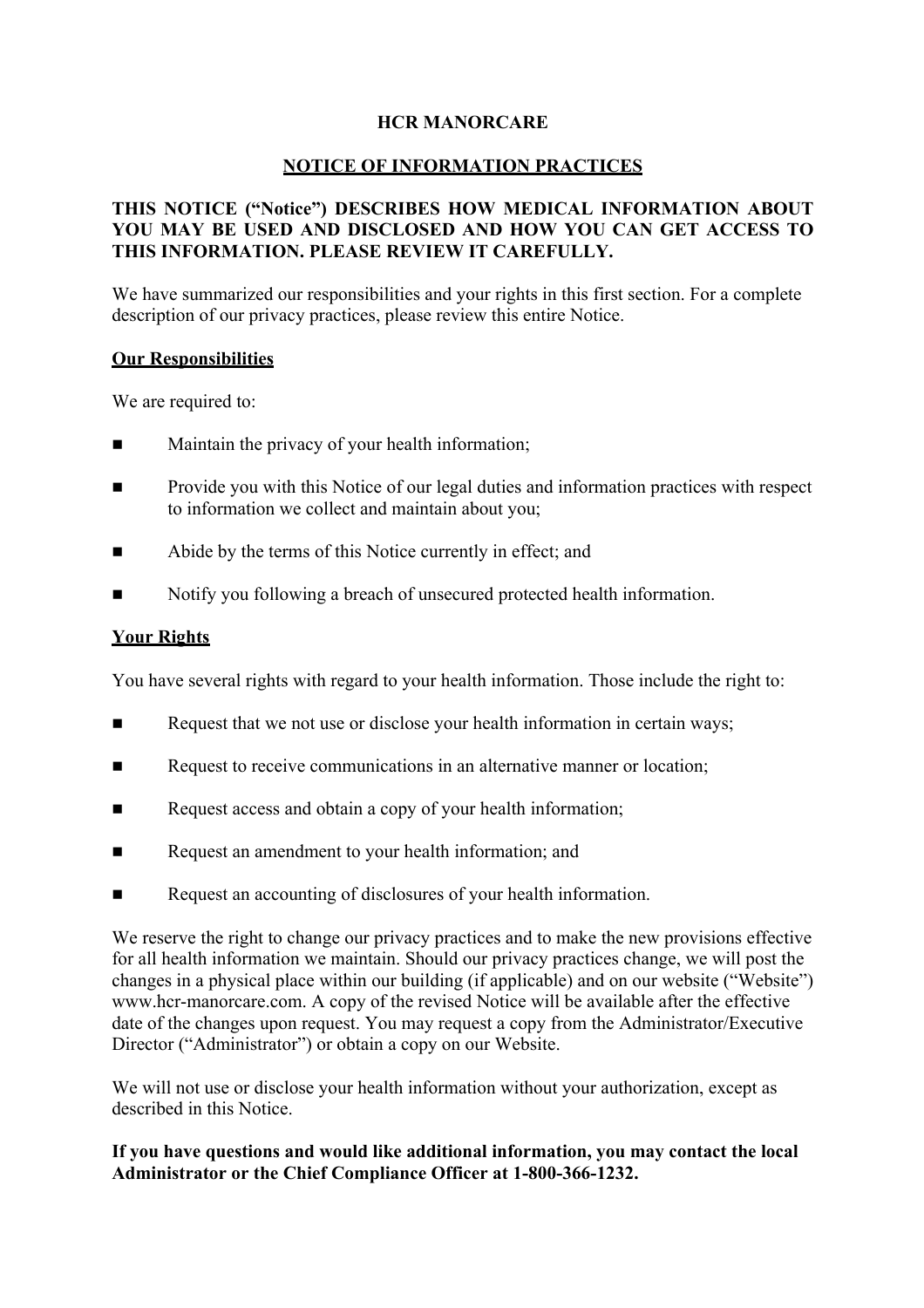# HCR MANORCARE

## NOTICE OF INFORMATION PRACTICES

**THIS NOTICE ("Notice") DESCRIBES HOW MEDICAL INFORMATION ABOUT YOU MAY BE USED AND DISCLOSED AND HOW YOU CAN GET ACCESS TO THIS INFORMATION. PLEASE REVIEW IT CAREFULLY.**

We have summarized our responsibilities and your rights in this first section. For a complete description of our privacy practices, please review this entire Notice.

### Our Responsibilities

We are required to:

- Maintain the privacy of your health information;
- Provide you with this Notice of our legal duties and information practices with respect to information we collect and maintain about you;
- Abide by the terms of this Notice currently in effect; and
- Notify you following a breach of unsecured protected health information.

### Your Rights

You have several rights with regard to your health information. Those include the right to:

- Request that we not use or disclose your health information in certain ways;
- Request to receive communications in an alternative manner or location;
- Request access and obtain a copy of your health information;
- Request an amendment to your health information; and
- Request an accounting of disclosures of your health information.

We reserve the right to change our privacy practices and to make the new provisions effective for all health information we maintain. Should our privacy practices change, we will post the changes in a physical place within our building (if applicable) and on our website ("Website") www.hcr-manorcare.com. A copy of the revised Notice will be available after the effective date of the changes upon request. You may request a copy from the Administrator/Executive Director ("Administrator") or obtain a copy on our Website.

We will not use or disclose your health information without your authorization, except as described in this Notice.

**If you have questions and would like additional information, you may contact the local Administrator or the Chief Compliance Officer at 1-800-366-1232.**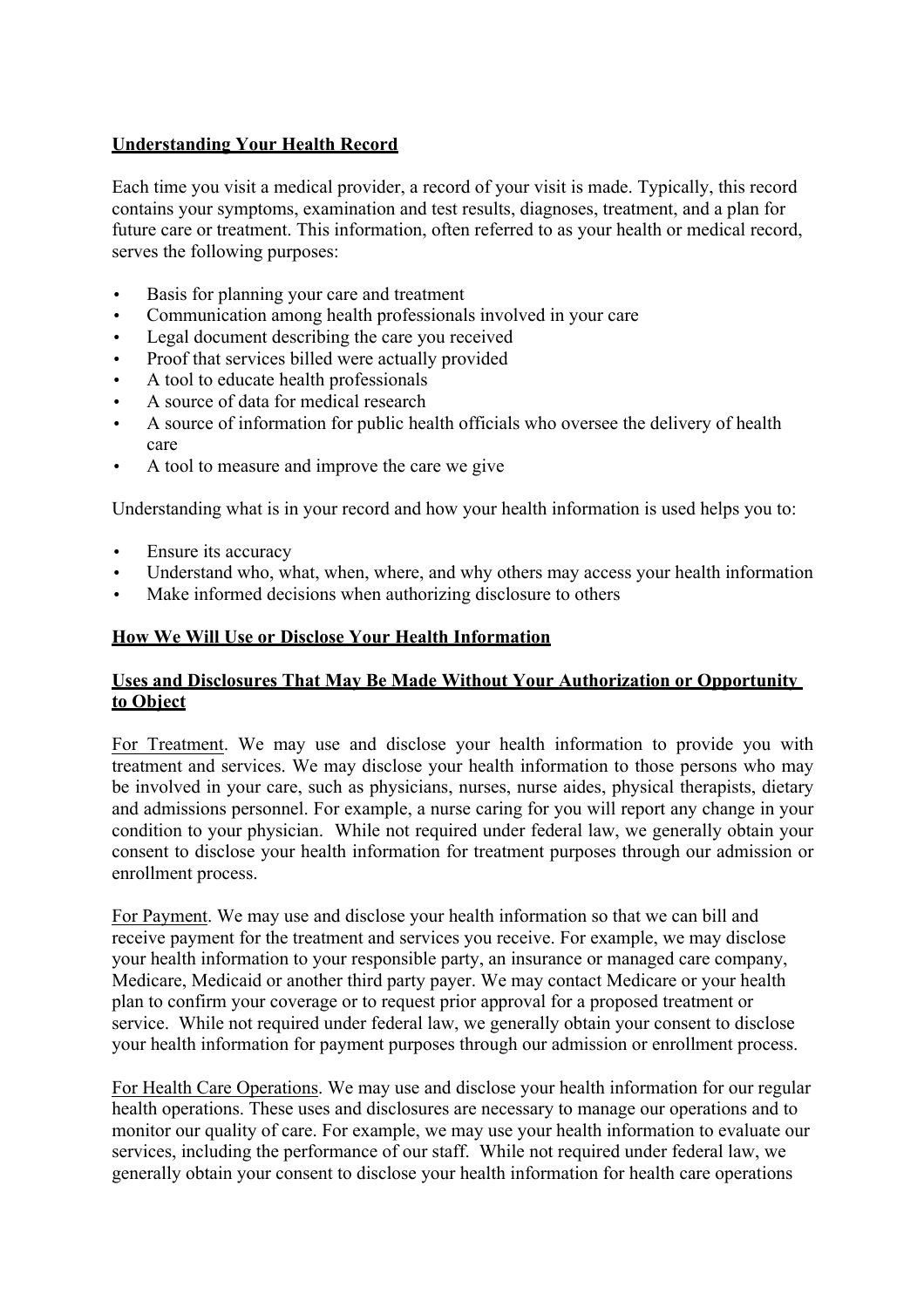**Understanding Your Health Record**

Each time you visit a medical provider, a record of your visit is made. Typically, this record contains your symptoms, examination and test results, diagnoses, treatment, and a plan for future care or treatment. This information, often referred to as your health or medical record, serves the following purposes:

- Basis for planning your care and treatment
- Communication among health professionals involved in your care
- Legal document describing the care you received
- Proof that services billed were actually provided
- A tool to educate health professionals
- A source of data for medical research
- A source of information for public health officials who oversee the delivery of health care
- A tool to measure and improve the care we give

Understanding what is in your record and how your health information is used helps you to:

- Ensure its accuracy
- Understand who, what, when, where, and why others may access your health information
- Make informed decisions when authorizing disclosure to others

**How We Will Use or Disclose Your Health Information**

**Uses and Disclosures That May Be Made Without Your Authorization or Opportunity to Object**

For Treatment. We may use and disclose your health information to provide you with treatment and services. We may disclose your health information to those persons who may be involved in your care, such as physicians, nurses, nurse aides, physical therapists, dietary and admissions personnel. For example, a nurse caring for you will report any change in your condition to your physician. While not required under federal law, we generally obtain your consent to disclose your health information for treatment purposes through our admission or enrollment process.

For Payment. We may use and disclose your health information so that we can bill and receive payment for the treatment and services you receive. For example, we may disclose your health information to your responsible party, an insurance or managed care company, Medicare, Medicaid or another third party payer. We may contact Medicare or your health plan to confirm your coverage or to request prior approval for a proposed treatment or service. While not required under federal law, we generally obtain your consent to disclose your health information for payment purposes through our admission or enrollment process.

For Health Care Operations. We may use and disclose your health information for our regular health operations. These uses and disclosures are necessary to manage our operations and to monitor our quality of care. For example, we may use your health information to evaluate our services, including the performance of our staff. While not required under federal law, we generally obtain your consent to disclose your health information for health care operations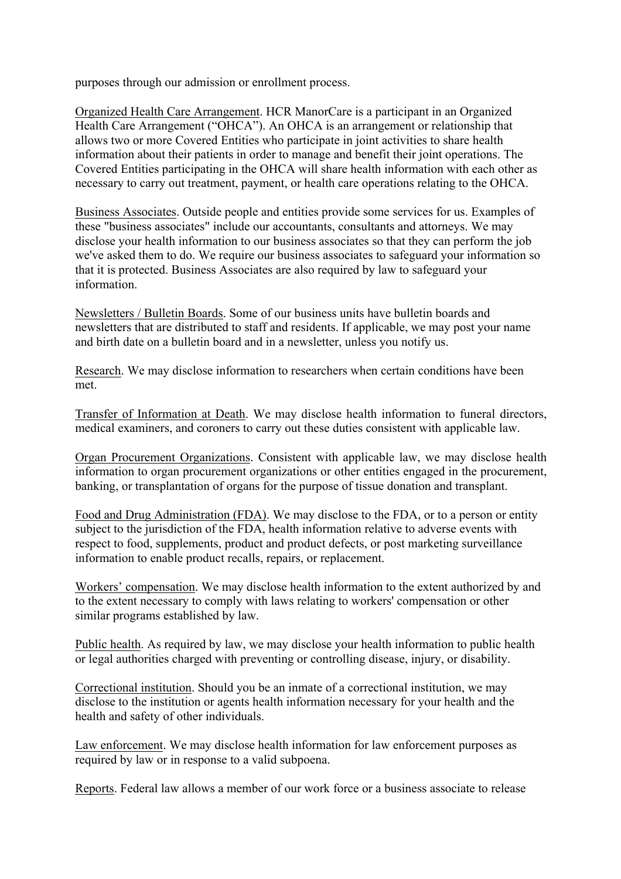purposes through our admission or enrollment process.

Organized Health Care Arrangement. HCR ManorCare is a participant in an Organized Health Care Arrangement ("OHCA"). An OHCA is an arrangement or relationship that allows two or more Covered Entities who participate in joint activities to share health information about their patients in order to manage and benefit their joint operations. The Covered Entities participating in the OHCA will share health information with each other as necessary to carry out treatment, payment, or health care operations relating to the OHCA.

Business Associates. Outside people and entities provide some services for us. Examples of these "business associates" include our accountants, consultants and attorneys. We may disclose your health information to our business associates so that they can perform the job we've asked them to do. We require our business associates to safeguard your information so that it is protected. Business Associates are also required by law to safeguard your information.

Newsletters / Bulletin Boards. Some of our business units have bulletin boards and newsletters that are distributed to staff and residents. If applicable, we may post your name and birth date on a bulletin board and in a newsletter, unless you notify us.

Research. We may disclose information to researchers when certain conditions have been met.

Transfer of Information at Death. We may disclose health information to funeral directors, medical examiners, and coroners to carry out these duties consistent with applicable law.

Organ Procurement Organizations. Consistent with applicable law, we may disclose health information to organ procurement organizations or other entities engaged in the procurement, banking, or transplantation of organs for the purpose of tissue donation and transplant.

Food and Drug Administration (FDA). We may disclose to the FDA, or to a person or entity subject to the jurisdiction of the FDA, health information relative to adverse events with respect to food, supplements, product and product defects, or post marketing surveillance information to enable product recalls, repairs, or replacement.

Workers' compensation. We may disclose health information to the extent authorized by and to the extent necessary to comply with laws relating to workers' compensation or other similar programs established by law.

Public health. As required by law, we may disclose your health information to public health or legal authorities charged with preventing or controlling disease, injury, or disability.

Correctional institution. Should you be an inmate of a correctional institution, we may disclose to the institution or agents health information necessary for your health and the health and safety of other individuals.

Law enforcement. We may disclose health information for law enforcement purposes as required by law or in response to a valid subpoena.

Reports. Federal law allows a member of our work force or a business associate to release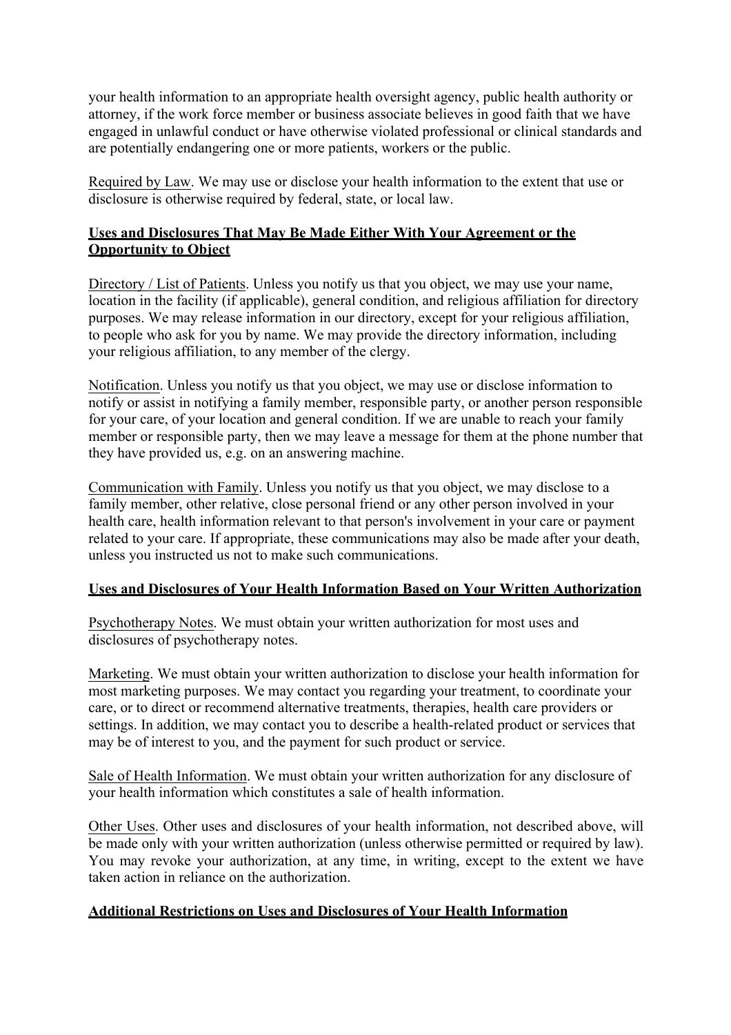your health information to an appropriate health oversight agency, public health authority or attorney, if the work force member or business associate believes in good faith that we have engaged in unlawful conduct or have otherwise violated professional or clinical standards and are potentially endangering one or more patients, workers or the public.

Required by Law. We may use or disclose your health information to the extent that use or disclosure is otherwise required by federal, state, or local law.

**Uses and Disclosures That May Be Made Either With Your Agreement or the Opportunity to Object**

Directory / List of Patients. Unless you notify us that you object, we may use your name, location in the facility (if applicable), general condition, and religious affiliation for directory purposes. We may release information in our directory, except for your religious affiliation, to people who ask for you by name. We may provide the directory information, including your religious affiliation, to any member of the clergy.

Notification. Unless you notify us that you object, we may use or disclose information to notify or assist in notifying a family member, responsible party, or another person responsible for your care, of your location and general condition. If we are unable to reach your family member or responsible party, then we may leave a message for them at the phone number that they have provided us, e.g. on an answering machine.

Communication with Family. Unless you notify us that you object, we may disclose to a family member, other relative, close personal friend or any other person involved in your health care, health information relevant to that person's involvement in your care or payment related to your care. If appropriate, these communications may also be made after your death, unless you instructed us not to make such communications.

**Uses and Disclosures of Your Health Information Based on Your Written Authorization**

Psychotherapy Notes. We must obtain your written authorization for most uses and disclosures of psychotherapy notes.

Marketing. We must obtain your written authorization to disclose your health information for most marketing purposes. We may contact you regarding your treatment, to coordinate your care, or to direct or recommend alternative treatments, therapies, health care providers or settings. In addition, we may contact you to describe a health-related product or services that may be of interest to you, and the payment for such product or service.

Sale of Health Information. We must obtain your written authorization for any disclosure of your health information which constitutes a sale of health information.

Other Uses. Other uses and disclosures of your health information, not described above, will be made only with your written authorization (unless otherwise permitted or required by law). You may revoke your authorization, at any time, in writing, except to the extent we have taken action in reliance on the authorization.

**Additional Restrictions on Uses and Disclosures of Your Health Information**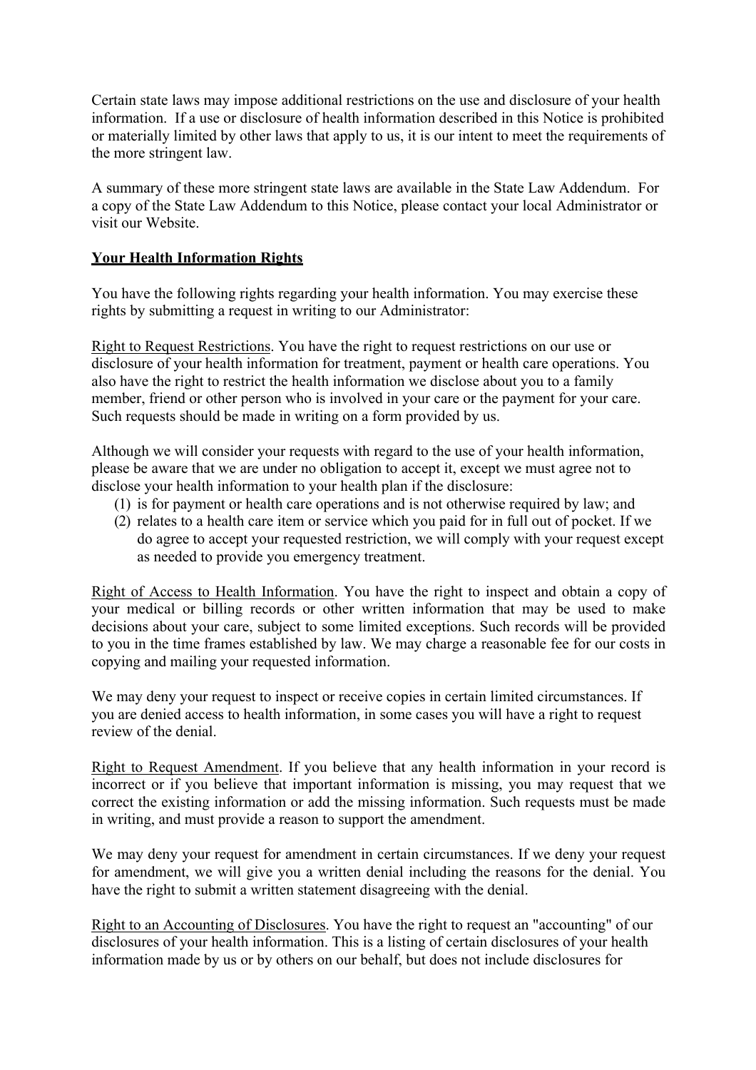Certain state laws may impose additional restrictions on the use and disclosure of your health information. If a use or disclosure of health information described in this Notice is prohibited or materially limited by other laws that apply to us, it is our intent to meet the requirements of the more stringent law.

A summary of these more stringent state laws are available in the State Law Addendum. For a copy of the State Law Addendum to this Notice, please contact your local Administrator or visit our Website.

## **Your Health Information Rights**

You have the following rights regarding your health information. You may exercise these rights by submitting a request in writing to our Administrator:

Right to Request Restrictions. You have the right to request restrictions on our use or disclosure of your health information for treatment, payment or health care operations. You also have the right to restrict the health information we disclose about you to a family member, friend or other person who is involved in your care or the payment for your care. Such requests should be made in writing on a form provided by us.

Although we will consider your requests with regard to the use of your health information, please be aware that we are under no obligation to accept it, except we must agree not to disclose your health information to your health plan if the disclosure:

(1) is for payment or health care operations and is not otherwise required by law; and
(2) relates to a health care item or service which you paid for in full out of pocket. If we do agree to accept your requested restriction, we will comply with your request except as needed to provide you emergency treatment.

Right of Access to Health Information. You have the right to inspect and obtain a copy of your medical or billing records or other written information that may be used to make decisions about your care, subject to some limited exceptions. Such records will be provided to you in the time frames established by law. We may charge a reasonable fee for our costs in copying and mailing your requested information.

We may deny your request to inspect or receive copies in certain limited circumstances. If you are denied access to health information, in some cases you will have a right to request review of the denial.

Right to Request Amendment. If you believe that any health information in your record is incorrect or if you believe that important information is missing, you may request that we correct the existing information or add the missing information. Such requests must be made in writing, and must provide a reason to support the amendment.

We may deny your request for amendment in certain circumstances. If we deny your request for amendment, we will give you a written denial including the reasons for the denial. You have the right to submit a written statement disagreeing with the denial.

Right to an Accounting of Disclosures. You have the right to request an "accounting" of our disclosures of your health information. This is a listing of certain disclosures of your health information made by us or by others on our behalf, but does not include disclosures for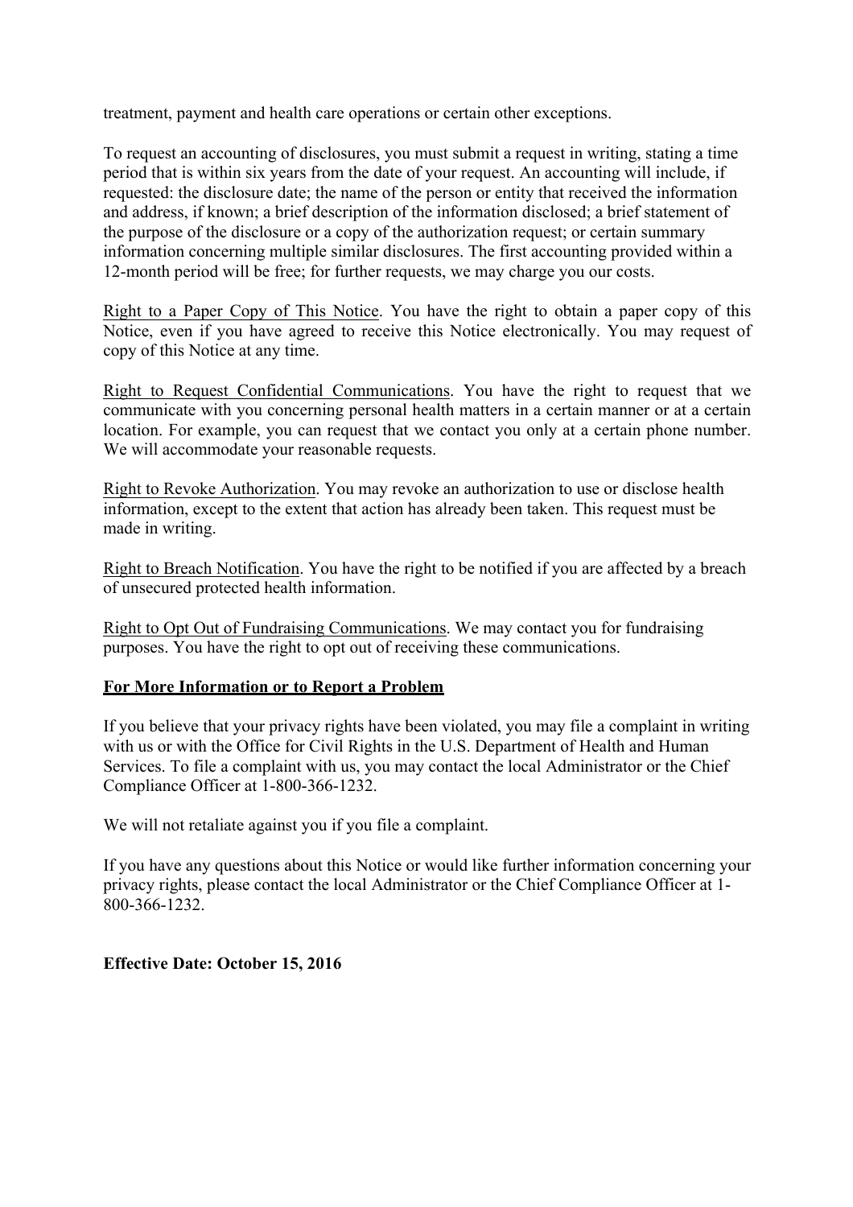treatment, payment and health care operations or certain other exceptions.

To request an accounting of disclosures, you must submit a request in writing, stating a time period that is within six years from the date of your request. An accounting will include, if requested: the disclosure date; the name of the person or entity that received the information and address, if known; a brief description of the information disclosed; a brief statement of the purpose of the disclosure or a copy of the authorization request; or certain summary information concerning multiple similar disclosures. The first accounting provided within a 12-month period will be free; for further requests, we may charge you our costs.

<u>Right to a Paper Copy of This Notice</u>. You have the right to obtain a paper copy of this Notice, even if you have agreed to receive this Notice electronically. You may request of copy of this Notice at any time.

<u>Right to Request Confidential Communications</u>. You have the right to request that we communicate with you concerning personal health matters in a certain manner or at a certain location. For example, you can request that we contact you only at a certain phone number. We will accommodate your reasonable requests.

<u>Right to Revoke Authorization</u>. You may revoke an authorization to use or disclose health information, except to the extent that action has already been taken. This request must be made in writing.

<u>Right to Breach Notification</u>. You have the right to be notified if you are affected by a breach of unsecured protected health information.

<u>Right to Opt Out of Fundraising Communications</u>. We may contact you for fundraising purposes. You have the right to opt out of receiving these communications.

**<u>For More Information or to Report a Problem</u>**

If you believe that your privacy rights have been violated, you may file a complaint in writing with us or with the Office for Civil Rights in the U.S. Department of Health and Human Services. To file a complaint with us, you may contact the local Administrator or the Chief Compliance Officer at 1-800-366-1232.

We will not retaliate against you if you file a complaint.

If you have any questions about this Notice or would like further information concerning your privacy rights, please contact the local Administrator or the Chief Compliance Officer at 1-800-366-1232.

**Effective Date: October 15, 2016**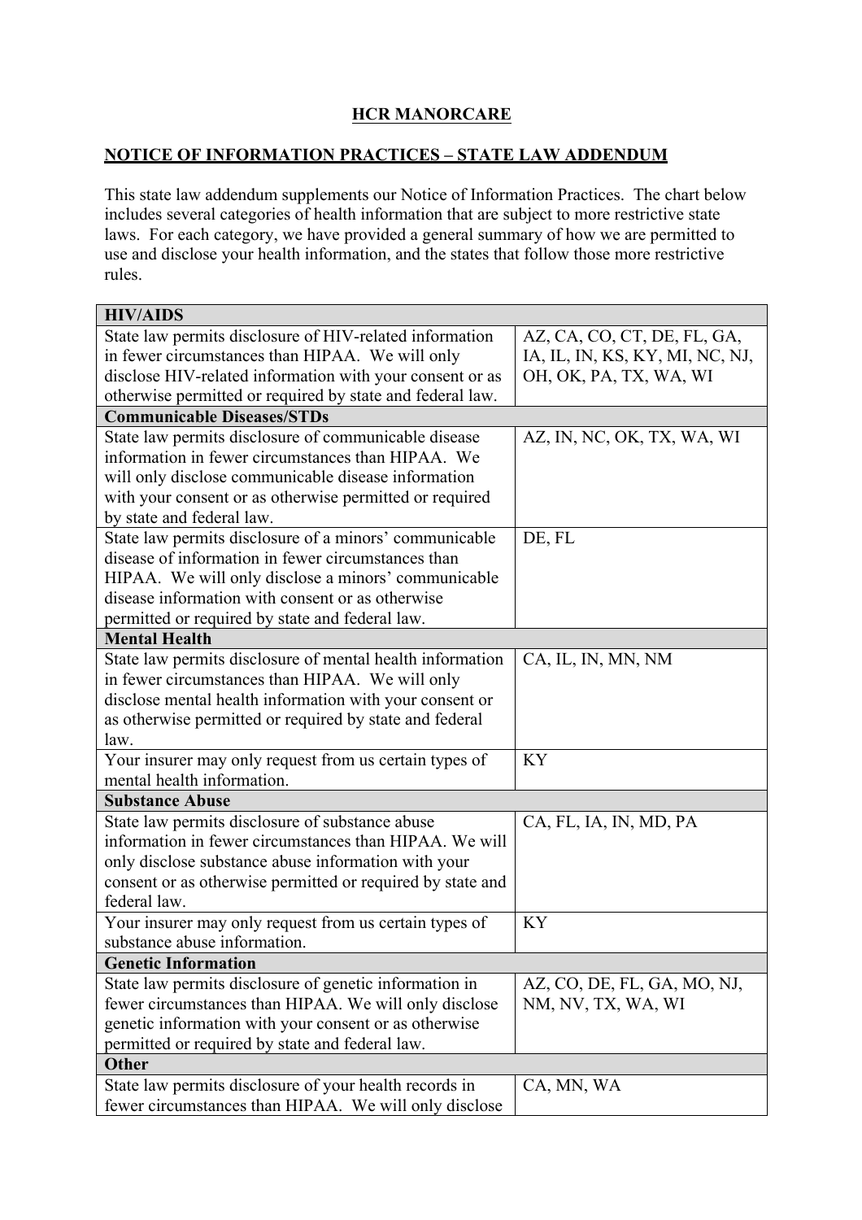**HCR MANORCARE**

**NOTICE OF INFORMATION PRACTICES – STATE LAW ADDENDUM**

This state law addendum supplements our Notice of Information Practices. The chart below includes several categories of health information that are subject to more restrictive state laws. For each category, we have provided a general summary of how we are permitted to use and disclose your health information, and the states that follow those more restrictive rules.

| **HIV/AIDS** | |
|---|---|
| State law permits disclosure of HIV-related information in fewer circumstances than HIPAA. We will only disclose HIV-related information with your consent or as otherwise permitted or required by state and federal law. | AZ, CA, CO, CT, DE, FL, GA, IA, IL, IN, KS, KY, MI, NC, NJ, OH, OK, PA, TX, WA, WI |
| **Communicable Diseases/STDs** | |
| State law permits disclosure of communicable disease information in fewer circumstances than HIPAA. We will only disclose communicable disease information with your consent or as otherwise permitted or required by state and federal law. | AZ, IN, NC, OK, TX, WA, WI |
| State law permits disclosure of a minors' communicable disease of information in fewer circumstances than HIPAA. We will only disclose a minors' communicable disease information with consent or as otherwise permitted or required by state and federal law. | DE, FL |
| **Mental Health** | |
| State law permits disclosure of mental health information in fewer circumstances than HIPAA. We will only disclose mental health information with your consent or as otherwise permitted or required by state and federal law. | CA, IL, IN, MN, NM |
| Your insurer may only request from us certain types of mental health information. | KY |
| **Substance Abuse** | |
| State law permits disclosure of substance abuse information in fewer circumstances than HIPAA. We will only disclose substance abuse information with your consent or as otherwise permitted or required by state and federal law. | CA, FL, IA, IN, MD, PA |
| Your insurer may only request from us certain types of substance abuse information. | KY |
| **Genetic Information** | |
| State law permits disclosure of genetic information in fewer circumstances than HIPAA. We will only disclose genetic information with your consent or as otherwise permitted or required by state and federal law. | AZ, CO, DE, FL, GA, MO, NJ, NM, NV, TX, WA, WI |
| **Other** | |
| State law permits disclosure of your health records in fewer circumstances than HIPAA. We will only disclose | CA, MN, WA |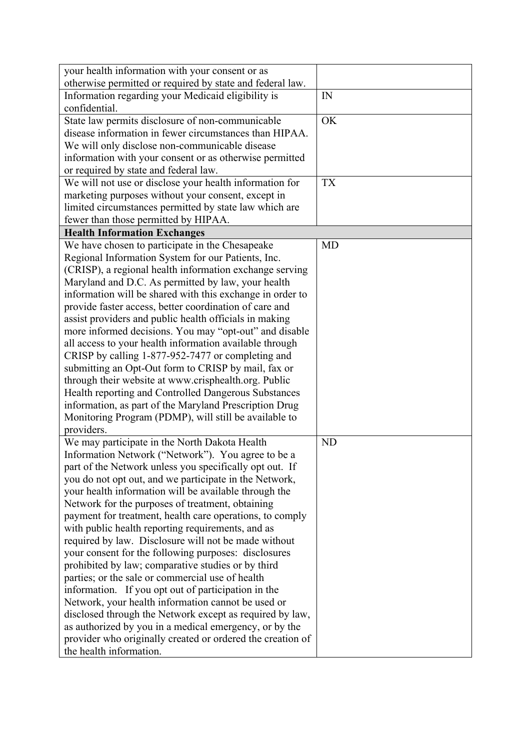| | |
|---|---|
| your health information with your consent or as otherwise permitted or required by state and federal law. | |
| Information regarding your Medicaid eligibility is confidential. | IN |
| State law permits disclosure of non-communicable disease information in fewer circumstances than HIPAA. We will only disclose non-communicable disease information with your consent or as otherwise permitted or required by state and federal law. | OK |
| We will not use or disclose your health information for marketing purposes without your consent, except in limited circumstances permitted by state law which are fewer than those permitted by HIPAA. | TX |
| **Health Information Exchanges** | |
| We have chosen to participate in the Chesapeake Regional Information System for our Patients, Inc. (CRISP), a regional health information exchange serving Maryland and D.C. As permitted by law, your health information will be shared with this exchange in order to provide faster access, better coordination of care and assist providers and public health officials in making more informed decisions. You may "opt-out" and disable all access to your health information available through CRISP by calling 1-877-952-7477 or completing and submitting an Opt-Out form to CRISP by mail, fax or through their website at www.crisphealth.org. Public Health reporting and Controlled Dangerous Substances information, as part of the Maryland Prescription Drug Monitoring Program (PDMP), will still be available to providers. | MD |
| We may participate in the North Dakota Health Information Network ("Network"). You agree to be a part of the Network unless you specifically opt out. If you do not opt out, and we participate in the Network, your health information will be available through the Network for the purposes of treatment, obtaining payment for treatment, health care operations, to comply with public health reporting requirements, and as required by law. Disclosure will not be made without your consent for the following purposes: disclosures prohibited by law; comparative studies or by third parties; or the sale or commercial use of health information. If you opt out of participation in the Network, your health information cannot be used or disclosed through the Network except as required by law, as authorized by you in a medical emergency, or by the provider who originally created or ordered the creation of the health information. | ND |